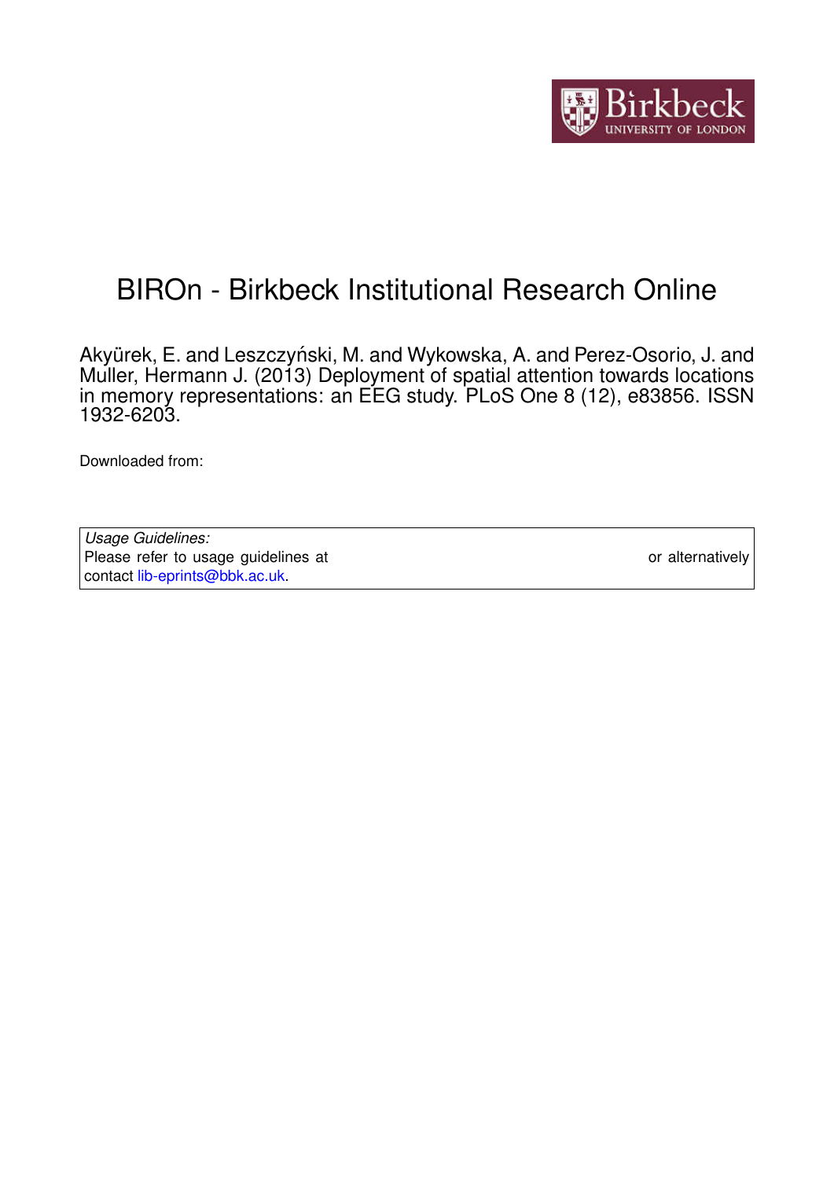# BIROn - Birkbeck Institutional Research Online

Akyürek, E. and Leszczyński, M. and Wykowska, A. and Perez-Osorio, J. and Muller, Hermann J. (2013) Deployment of spatial attention towards locations in memory representations: an EEG study. PLoS One 8 (12), e83856. ISSN 1932-6203.

Downloaded from:

*Usage Guidelines:*
Please refer to usage guidelines at or alternatively contact lib-eprints@bbk.ac.uk.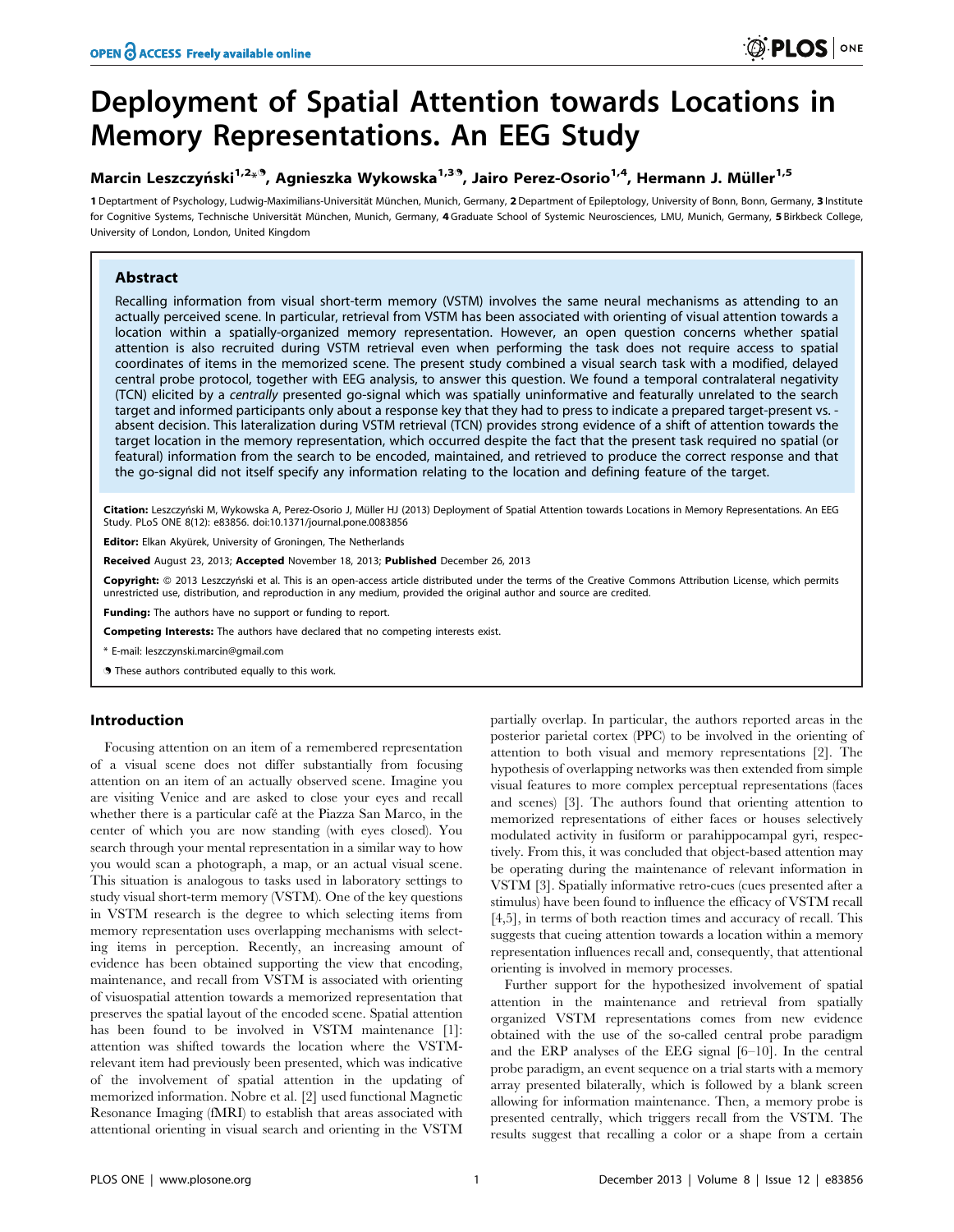# Deployment of Spatial Attention towards Locations in Memory Representations. An EEG Study

**Marcin Leszczyński[1,2*], Agnieszka Wykowska[1,3], Jairo Perez-Osorio[1,4], Hermann J. Müller[1,5]**

1 Deptartment of Psychology, Ludwig-Maximilians-Universität München, Munich, Germany, 2 Department of Epileptology, University of Bonn, Bonn, Germany, 3 Institute for Cognitive Systems, Technische Universität München, Munich, Germany, 4 Graduate School of Systemic Neurosciences, LMU, Munich, Germany, 5 Birkbeck College, University of London, London, United Kingdom

## Abstract

Recalling information from visual short-term memory (VSTM) involves the same neural mechanisms as attending to an actually perceived scene. In particular, retrieval from VSTM has been associated with orienting of visual attention towards a location within a spatially-organized memory representation. However, an open question concerns whether spatial attention is also recruited during VSTM retrieval even when performing the task does not require access to spatial coordinates of items in the memorized scene. The present study combined a visual search task with a modified, delayed central probe protocol, together with EEG analysis, to answer this question. We found a temporal contralateral negativity (TCN) elicited by a *centrally* presented go-signal which was spatially uninformative and featurally unrelated to the search target and informed participants only about a response key that they had to press to indicate a prepared target-present vs. -absent decision. This lateralization during VSTM retrieval (TCN) provides strong evidence of a shift of attention towards the target location in the memory representation, which occurred despite the fact that the present task required no spatial (or featural) information from the search to be encoded, maintained, and retrieved to produce the correct response and that the go-signal did not itself specify any information relating to the location and defining feature of the target.

**Citation:** Leszczyński M, Wykowska A, Perez-Osorio J, Müller HJ (2013) Deployment of Spatial Attention towards Locations in Memory Representations. An EEG Study. PLoS ONE 8(12): e83856. doi:10.1371/journal.pone.0083856

**Editor:** Elkan Akyürek, University of Groningen, The Netherlands

**Received** August 23, 2013; **Accepted** November 18, 2013; **Published** December 26, 2013

**Copyright:** © 2013 Leszczyński et al. This is an open-access article distributed under the terms of the Creative Commons Attribution License, which permits unrestricted use, distribution, and reproduction in any medium, provided the original author and source are credited.

**Funding:** The authors have no support or funding to report.

**Competing Interests:** The authors have declared that no competing interests exist.

\* E-mail: leszczynski.marcin@gmail.com

These authors contributed equally to this work.

## Introduction

Focusing attention on an item of a remembered representation of a visual scene does not differ substantially from focusing attention on an item of an actually observed scene. Imagine you are visiting Venice and are asked to close your eyes and recall whether there is a particular café at the Piazza San Marco, in the center of which you are now standing (with eyes closed). You search through your mental representation in a similar way to how you would scan a photograph, a map, or an actual visual scene. This situation is analogous to tasks used in laboratory settings to study visual short-term memory (VSTM). One of the key questions in VSTM research is the degree to which selecting items from memory representation uses overlapping mechanisms with selecting items in perception. Recently, an increasing amount of evidence has been obtained supporting the view that encoding, maintenance, and recall from VSTM is associated with orienting of visuospatial attention towards a memorized representation that preserves the spatial layout of the encoded scene. Spatial attention has been found to be involved in VSTM maintenance [1]: attention was shifted towards the location where the VSTM-relevant item had previously been presented, which was indicative of the involvement of spatial attention in the updating of memorized information. Nobre et al. [2] used functional Magnetic Resonance Imaging (fMRI) to establish that areas associated with attentional orienting in visual search and orienting in the VSTM partially overlap. In particular, the authors reported areas in the posterior parietal cortex (PPC) to be involved in the orienting of attention to both visual and memory representations [2]. The hypothesis of overlapping networks was then extended from simple visual features to more complex perceptual representations (faces and scenes) [3]. The authors found that orienting attention to memorized representations of either faces or houses selectively modulated activity in fusiform or parahippocampal gyri, respectively. From this, it was concluded that object-based attention may be operating during the maintenance of relevant information in VSTM [3]. Spatially informative retro-cues (cues presented after a stimulus) have been found to influence the efficacy of VSTM recall [4,5], in terms of both reaction times and accuracy of recall. This suggests that cueing attention towards a location within a memory representation influences recall and, consequently, that attentional orienting is involved in memory processes.

Further support for the hypothesized involvement of spatial attention in the maintenance and retrieval from spatially organized VSTM representations comes from new evidence obtained with the use of the so-called central probe paradigm and the ERP analyses of the EEG signal [6–10]. In the central probe paradigm, an event sequence on a trial starts with a memory array presented bilaterally, which is followed by a blank screen allowing for information maintenance. Then, a memory probe is presented centrally, which triggers recall from the VSTM. The results suggest that recalling a color or a shape from a certain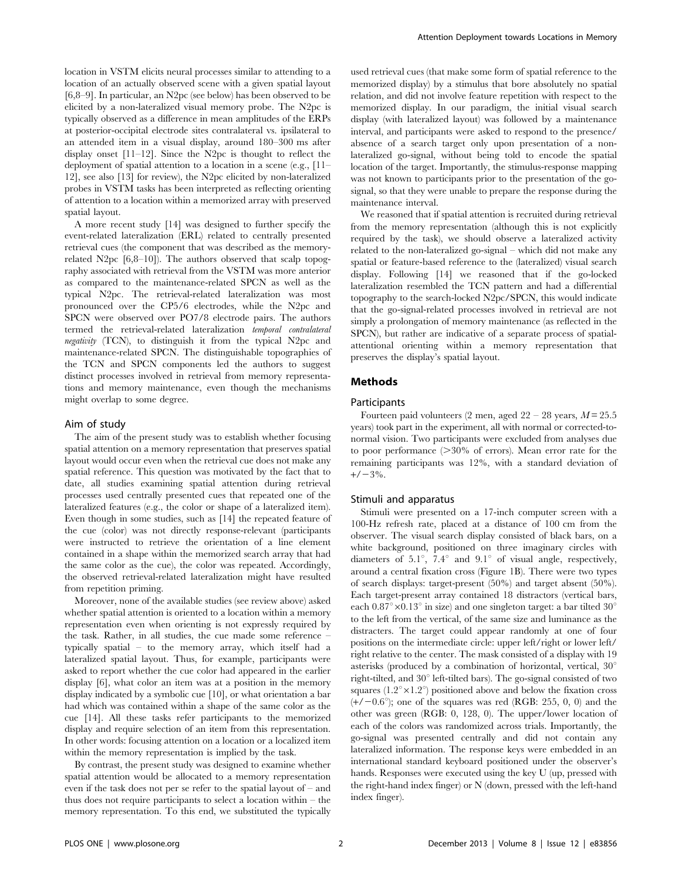location in VSTM elicits neural processes similar to attending to a location of an actually observed scene with a given spatial layout [6,8–9]. In particular, an N2pc (see below) has been observed to be elicited by a non-lateralized visual memory probe. The N2pc is typically observed as a difference in mean amplitudes of the ERPs at posterior-occipital electrode sites contralateral vs. ipsilateral to an attended item in a visual display, around 180–300 ms after display onset [11–12]. Since the N2pc is thought to reflect the deployment of spatial attention to a location in a scene (e.g., [11–12], see also [13] for review), the N2pc elicited by non-lateralized probes in VSTM tasks has been interpreted as reflecting orienting of attention to a location within a memorized array with preserved spatial layout.

A more recent study [14] was designed to further specify the event-related lateralization (ERL) related to centrally presented retrieval cues (the component that was described as the memory-related N2pc [6,8–10]). The authors observed that scalp topography associated with retrieval from the VSTM was more anterior as compared to the maintenance-related SPCN as well as the typical N2pc. The retrieval-related lateralization was most pronounced over the CP5/6 electrodes, while the N2pc and SPCN were observed over PO7/8 electrode pairs. The authors termed the retrieval-related lateralization *temporal contralateral negativity* (TCN), to distinguish it from the typical N2pc and maintenance-related SPCN. The distinguishable topographies of the TCN and SPCN components led the authors to suggest distinct processes involved in retrieval from memory representations and memory maintenance, even though the mechanisms might overlap to some degree.

### Aim of study

The aim of the present study was to establish whether focusing spatial attention on a memory representation that preserves spatial layout would occur even when the retrieval cue does not make any spatial reference. This question was motivated by the fact that to date, all studies examining spatial attention during retrieval processes used centrally presented cues that repeated one of the lateralized features (e.g., the color or shape of a lateralized item). Even though in some studies, such as [14] the repeated feature of the cue (color) was not directly response-relevant (participants were instructed to retrieve the orientation of a line element contained in a shape within the memorized search array that had the same color as the cue), the color was repeated. Accordingly, the observed retrieval-related lateralization might have resulted from repetition priming.

Moreover, none of the available studies (see review above) asked whether spatial attention is oriented to a location within a memory representation even when orienting is not expressly required by the task. Rather, in all studies, the cue made some reference – typically spatial – to the memory array, which itself had a lateralized spatial layout. Thus, for example, participants were asked to report whether the cue color had appeared in the earlier display [6], what color an item was at a position in the memory display indicated by a symbolic cue [10], or what orientation a bar had which was contained within a shape of the same color as the cue [14]. All these tasks refer participants to the memorized display and require selection of an item from this representation. In other words: focusing attention on a location or a localized item within the memory representation is implied by the task.

By contrast, the present study was designed to examine whether spatial attention would be allocated to a memory representation even if the task does not per se refer to the spatial layout of – and thus does not require participants to select a location within – the memory representation. To this end, we substituted the typically used retrieval cues (that make some form of spatial reference to the memorized display) by a stimulus that bore absolutely no spatial relation, and did not involve feature repetition with respect to the memorized display. In our paradigm, the initial visual search display (with lateralized layout) was followed by a maintenance interval, and participants were asked to respond to the presence/absence of a search target only upon presentation of a non-lateralized go-signal, without being told to encode the spatial location of the target. Importantly, the stimulus-response mapping was not known to participants prior to the presentation of the go-signal, so that they were unable to prepare the response during the maintenance interval.

We reasoned that if spatial attention is recruited during retrieval from the memory representation (although this is not explicitly required by the task), we should observe a lateralized activity related to the non-lateralized go-signal – which did not make any spatial or feature-based reference to the (lateralized) visual search display. Following [14] we reasoned that if the go-locked lateralization resembled the TCN pattern and had a differential topography to the search-locked N2pc/SPCN, this would indicate that the go-signal-related processes involved in retrieval are not simply a prolongation of memory maintenance (as reflected in the SPCN), but rather are indicative of a separate process of spatial-attentional orienting within a memory representation that preserves the display's spatial layout.

## Methods

### Participants

Fourteen paid volunteers (2 men, aged 22 – 28 years, $M = 25.5$ years) took part in the experiment, all with normal or corrected-to-normal vision. Two participants were excluded from analyses due to poor performance (>30% of errors). Mean error rate for the remaining participants was 12%, with a standard deviation of +/−3%.

### Stimuli and apparatus

Stimuli were presented on a 17-inch computer screen with a 100-Hz refresh rate, placed at a distance of 100 cm from the observer. The visual search display consisted of black bars, on a white background, positioned on three imaginary circles with diameters of 5.1°, 7.4° and 9.1° of visual angle, respectively, around a central fixation cross (Figure 1B). There were two types of search displays: target-present (50%) and target absent (50%). Each target-present array contained 18 distractors (vertical bars, each 0.87°×0.13° in size) and one singleton target: a bar tilted 30° to the left from the vertical, of the same size and luminance as the distracters. The target could appear randomly at one of four positions on the intermediate circle: upper left/right or lower left/right relative to the center. The mask consisted of a display with 19 asterisks (produced by a combination of horizontal, vertical, 30° right-tilted, and 30° left-tilted bars). The go-signal consisted of two squares (1.2°×1.2°) positioned above and below the fixation cross (+/−0.6°); one of the squares was red (RGB: 255, 0, 0) and the other was green (RGB: 0, 128, 0). The upper/lower location of each of the colors was randomized across trials. Importantly, the go-signal was presented centrally and did not contain any lateralized information. The response keys were embedded in an international standard keyboard positioned under the observer's hands. Responses were executed using the key U (up, pressed with the right-hand index finger) or N (down, pressed with the left-hand index finger).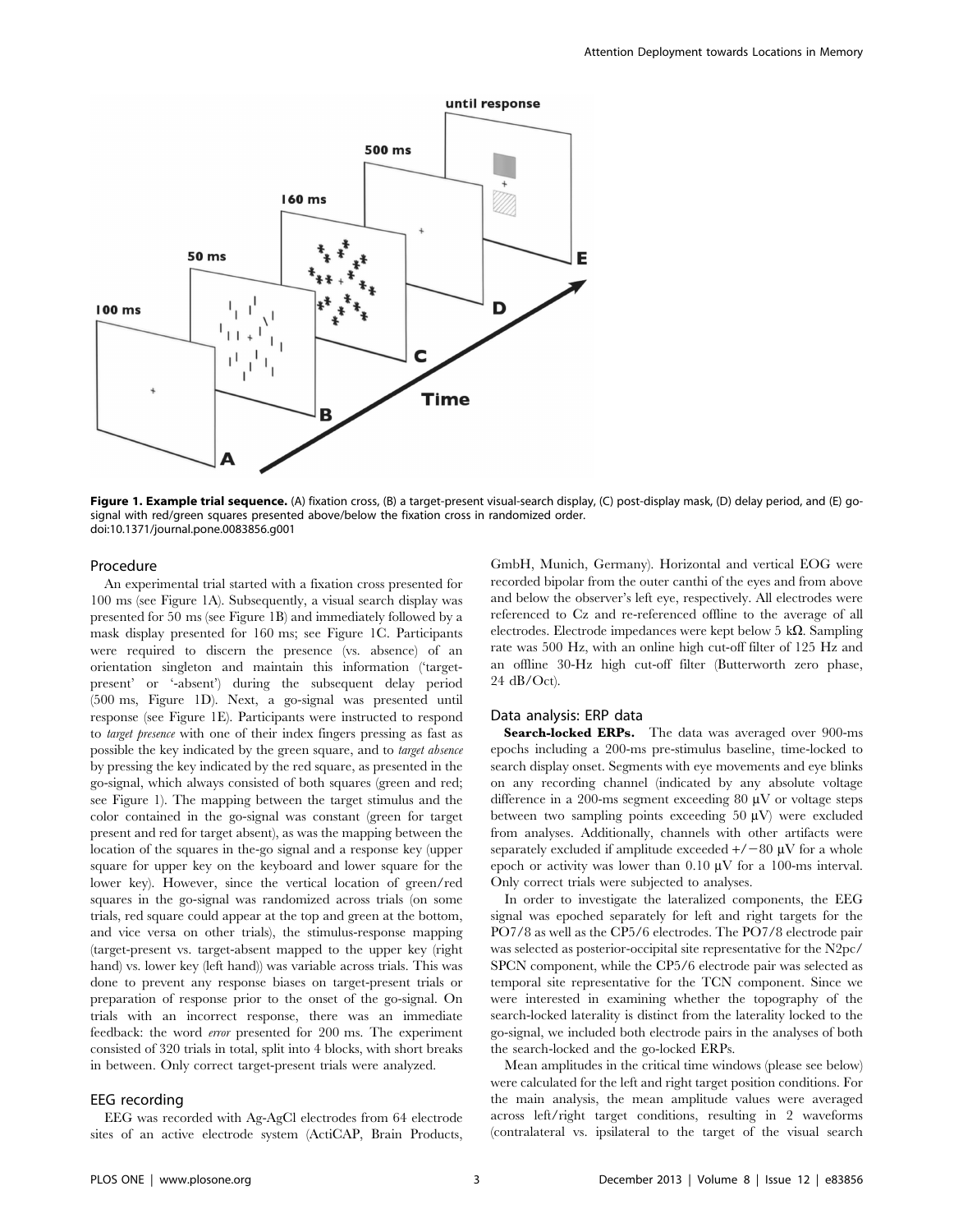**Figure 1. Example trial sequence.** (A) fixation cross, (B) a target-present visual-search display, (C) post-display mask, (D) delay period, and (E) go-signal with red/green squares presented above/below the fixation cross in randomized order.
doi:10.1371/journal.pone.0083856.g001

### Procedure

An experimental trial started with a fixation cross presented for 100 ms (see Figure 1A). Subsequently, a visual search display was presented for 50 ms (see Figure 1B) and immediately followed by a mask display presented for 160 ms; see Figure 1C. Participants were required to discern the presence (vs. absence) of an orientation singleton and maintain this information ('target-present' or '-absent') during the subsequent delay period (500 ms, Figure 1D). Next, a go-signal was presented until response (see Figure 1E). Participants were instructed to respond to *target presence* with one of their index fingers pressing as fast as possible the key indicated by the green square, and to *target absence* by pressing the key indicated by the red square, as presented in the go-signal, which always consisted of both squares (green and red; see Figure 1). The mapping between the target stimulus and the color contained in the go-signal was constant (green for target present and red for target absent), as was the mapping between the location of the squares in the-go signal and a response key (upper square for upper key on the keyboard and lower square for the lower key). However, since the vertical location of green/red squares in the go-signal was randomized across trials (on some trials, red square could appear at the top and green at the bottom, and vice versa on other trials), the stimulus-response mapping (target-present vs. target-absent mapped to the upper key (right hand) vs. lower key (left hand)) was variable across trials. This was done to prevent any response biases on target-present trials or preparation of response prior to the onset of the go-signal. On trials with an incorrect response, there was an immediate feedback: the word *error* presented for 200 ms. The experiment consisted of 320 trials in total, split into 4 blocks, with short breaks in between. Only correct target-present trials were analyzed.

### EEG recording

EEG was recorded with Ag-AgCl electrodes from 64 electrode sites of an active electrode system (ActiCAP, Brain Products, GmbH, Munich, Germany). Horizontal and vertical EOG were recorded bipolar from the outer canthi of the eyes and from above and below the observer's left eye, respectively. All electrodes were referenced to Cz and re-referenced offline to the average of all electrodes. Electrode impedances were kept below 5 kΩ. Sampling rate was 500 Hz, with an online high cut-off filter of 125 Hz and an offline 30-Hz high cut-off filter (Butterworth zero phase, 24 dB/Oct).

### Data analysis: ERP data

**Search-locked ERPs.** The data was averaged over 900-ms epochs including a 200-ms pre-stimulus baseline, time-locked to search display onset. Segments with eye movements and eye blinks on any recording channel (indicated by any absolute voltage difference in a 200-ms segment exceeding 80 μV or voltage steps between two sampling points exceeding 50 μV) were excluded from analyses. Additionally, channels with other artifacts were separately excluded if amplitude exceeded +/−80 μV for a whole epoch or activity was lower than 0.10 μV for a 100-ms interval. Only correct trials were subjected to analyses.

In order to investigate the lateralized components, the EEG signal was epoched separately for left and right targets for the PO7/8 as well as the CP5/6 electrodes. The PO7/8 electrode pair was selected as posterior-occipital site representative for the N2pc/SPCN component, while the CP5/6 electrode pair was selected as temporal site representative for the TCN component. Since we were interested in examining whether the topography of the search-locked laterality is distinct from the laterality locked to the go-signal, we included both electrode pairs in the analyses of both the search-locked and the go-locked ERPs.

Mean amplitudes in the critical time windows (please see below) were calculated for the left and right target position conditions. For the main analysis, the mean amplitude values were averaged across left/right target conditions, resulting in 2 waveforms (contralateral vs. ipsilateral to the target of the visual search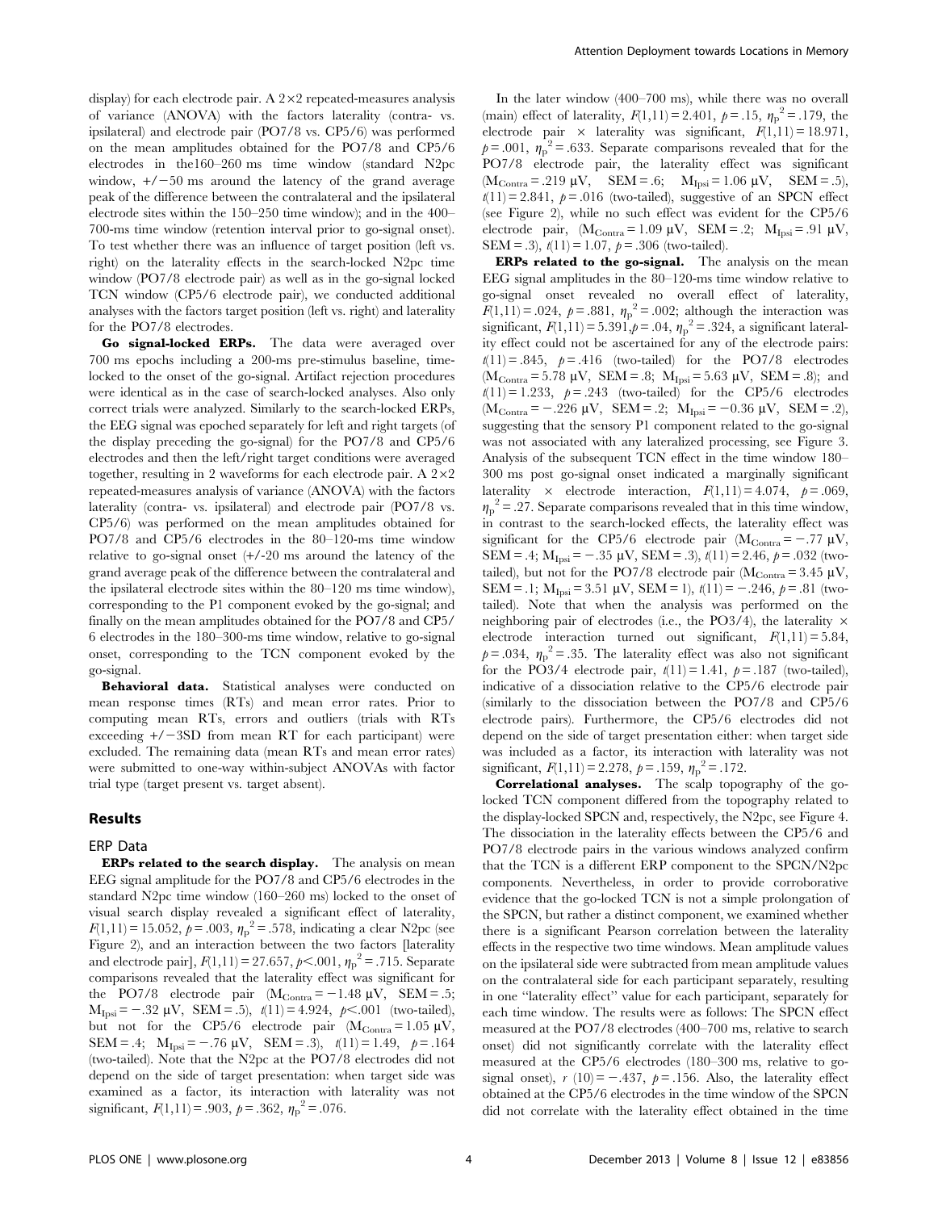display) for each electrode pair. A 2×2 repeated-measures analysis of variance (ANOVA) with the factors laterality (contra- vs. ipsilateral) and electrode pair (PO7/8 vs. CP5/6) was performed on the mean amplitudes obtained for the PO7/8 and CP5/6 electrodes in the160–260 ms time window (standard N2pc window, +/−50 ms around the latency of the grand average peak of the difference between the contralateral and the ipsilateral electrode sites within the 150–250 time window); and in the 400–700-ms time window (retention interval prior to go-signal onset). To test whether there was an influence of target position (left vs. right) on the laterality effects in the search-locked N2pc time window (PO7/8 electrode pair) as well as in the go-signal locked TCN window (CP5/6 electrode pair), we conducted additional analyses with the factors target position (left vs. right) and laterality for the PO7/8 electrodes.

**Go signal-locked ERPs.** The data were averaged over 700 ms epochs including a 200-ms pre-stimulus baseline, time-locked to the onset of the go-signal. Artifact rejection procedures were identical as in the case of search-locked analyses. Also only correct trials were analyzed. Similarly to the search-locked ERPs, the EEG signal was epoched separately for left and right targets (of the display preceding the go-signal) for the PO7/8 and CP5/6 electrodes and then the left/right target conditions were averaged together, resulting in 2 waveforms for each electrode pair. A 2×2 repeated-measures analysis of variance (ANOVA) with the factors laterality (contra- vs. ipsilateral) and electrode pair (PO7/8 vs. CP5/6) was performed on the mean amplitudes obtained for PO7/8 and CP5/6 electrodes in the 80–120-ms time window relative to go-signal onset (+/-20 ms around the latency of the grand average peak of the difference between the contralateral and the ipsilateral electrode sites within the 80–120 ms time window), corresponding to the P1 component evoked by the go-signal; and finally on the mean amplitudes obtained for the PO7/8 and CP5/6 electrodes in the 180–300-ms time window, relative to go-signal onset, corresponding to the TCN component evoked by the go-signal.

**Behavioral data.** Statistical analyses were conducted on mean response times (RTs) and mean error rates. Prior to computing mean RTs, errors and outliers (trials with RTs exceeding +/−3SD from mean RT for each participant) were excluded. The remaining data (mean RTs and mean error rates) were submitted to one-way within-subject ANOVAs with factor trial type (target present vs. target absent).

## Results

### ERP Data

**ERPs related to the search display.** The analysis on mean EEG signal amplitude for the PO7/8 and CP5/6 electrodes in the standard N2pc time window (160–260 ms) locked to the onset of visual search display revealed a significant effect of laterality, $F(1,11) = 15.052$, $p = .003$, $\eta_p^2 = .578$, indicating a clear N2pc (see Figure 2), and an interaction between the two factors [laterality and electrode pair], $F(1,11) = 27.657$, $p < .001$, $\eta_p^2 = .715$. Separate comparisons revealed that the laterality effect was significant for the PO7/8 electrode pair ($M_{Contra} = -1.48$ μV, SEM = .5; $M_{Ipsi} = -.32$ μV, SEM = .5), $t(11) = 4.924$, $p < .001$ (two-tailed), but not for the CP5/6 electrode pair ($M_{Contra} = 1.05$ μV, SEM = .4; $M_{Ipsi} = -.76$ μV, SEM = .3), $t(11) = 1.49$, $p = .164$ (two-tailed). Note that the N2pc at the PO7/8 electrodes did not depend on the side of target presentation: when target side was examined as a factor, its interaction with laterality was not significant, $F(1,11) = .903$, $p = .362$, $\eta_p^2 = .076$.

In the later window (400–700 ms), while there was no overall (main) effect of laterality, $F(1,11) = 2.401$, $p = .15$, $\eta_p^2 = .179$, the electrode pair × laterality was significant, $F(1,11) = 18.971$, $p = .001$, $\eta_p^2 = .633$. Separate comparisons revealed that for the PO7/8 electrode pair, the laterality effect was significant ($M_{Contra} = .219$ μV, SEM = .6; $M_{Ipsi} = 1.06$ μV, SEM = .5), $t(11) = 2.841$, $p = .016$ (two-tailed), suggestive of an SPCN effect (see Figure 2), while no such effect was evident for the CP5/6 electrode pair, ($M_{Contra} = 1.09$ μV, SEM = .2; $M_{Ipsi} = .91$ μV, SEM = .3), $t(11) = 1.07$, $p = .306$ (two-tailed).

**ERPs related to the go-signal.** The analysis on the mean EEG signal amplitudes in the 80–120-ms time window relative to go-signal onset revealed no overall effect of laterality, $F(1,11) = .024$, $p = .881$, $\eta_p^2 = .002$; although the interaction was significant, $F(1,11) = 5.391$, $p = .04$, $\eta_p^2 = .324$, a significant laterality effect could not be ascertained for any of the electrode pairs: $t(11) = .845$, $p = .416$ (two-tailed) for the PO7/8 electrodes ($M_{Contra} = 5.78$ μV, SEM = .8; $M_{Ipsi} = 5.63$ μV, SEM = .8); and $t(11) = 1.233$, $p = .243$ (two-tailed) for the CP5/6 electrodes ($M_{Contra} = -.226$ μV, SEM = .2; $M_{Ipsi} = -0.36$ μV, SEM = .2), suggesting that the sensory P1 component related to the go-signal was not associated with any lateralized processing, see Figure 3. Analysis of the subsequent TCN effect in the time window 180–300 ms post go-signal onset indicated a marginally significant laterality × electrode interaction, $F(1,11) = 4.074$, $p = .069$, $\eta_p^2 = .27$. Separate comparisons revealed that in this time window, in contrast to the search-locked effects, the laterality effect was significant for the CP5/6 electrode pair ($M_{Contra} = -.77$ μV, SEM = .4; $M_{Ipsi} = -.35$ μV, SEM = .3), $t(11) = 2.46$, $p = .032$ (two-tailed), but not for the PO7/8 electrode pair ($M_{Contra} = 3.45$ μV, SEM = .1; $M_{Ipsi} = 3.51$ μV, SEM = 1), $t(11) = -.246$, $p = .81$ (two-tailed). Note that when the analysis was performed on the neighboring pair of electrodes (i.e., the PO3/4), the laterality × electrode interaction turned out significant, $F(1,11) = 5.84$, $p = .034$, $\eta_p^2 = .35$. The laterality effect was also not significant for the PO3/4 electrode pair, $t(11) = 1.41$, $p = .187$ (two-tailed), indicative of a dissociation relative to the CP5/6 electrode pair (similarly to the dissociation between the PO7/8 and CP5/6 electrode pairs). Furthermore, the CP5/6 electrodes did not depend on the side of target presentation either: when target side was included as a factor, its interaction with laterality was not significant, $F(1,11) = 2.278$, $p = .159$, $\eta_p^2 = .172$.

**Correlational analyses.** The scalp topography of the go-locked TCN component differed from the topography related to the display-locked SPCN and, respectively, the N2pc, see Figure 4. The dissociation in the laterality effects between the CP5/6 and PO7/8 electrode pairs in the various windows analyzed confirm that the TCN is a different ERP component to the SPCN/N2pc components. Nevertheless, in order to provide corroborative evidence that the go-locked TCN is not a simple prolongation of the SPCN, but rather a distinct component, we examined whether there is a significant Pearson correlation between the laterality effects in the respective two time windows. Mean amplitude values on the ipsilateral side were subtracted from mean amplitude values on the contralateral side for each participant separately, resulting in one "laterality effect" value for each participant, separately for each time window. The results were as follows: The SPCN effect measured at the PO7/8 electrodes (400–700 ms, relative to search onset) did not significantly correlate with the laterality effect measured at the CP5/6 electrodes (180–300 ms, relative to go-signal onset), $r(10) = -.437$, $p = .156$. Also, the laterality effect obtained at the CP5/6 electrodes in the time window of the SPCN did not correlate with the laterality effect obtained in the time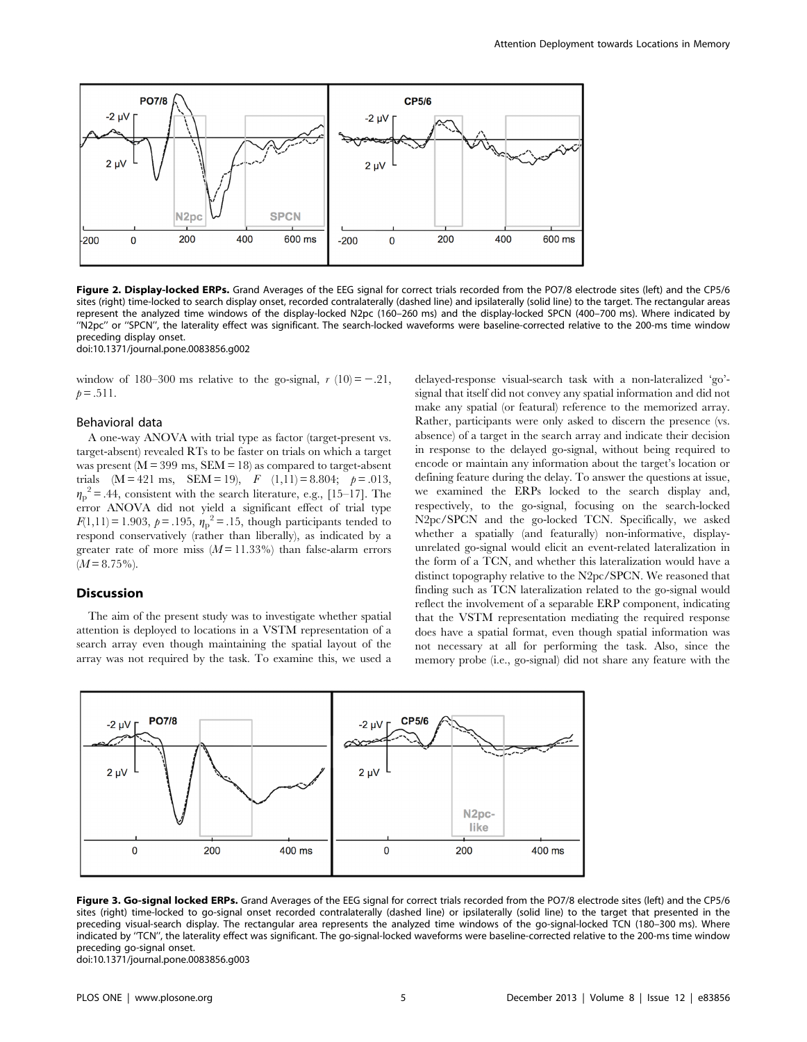Figure 2. Display-locked ERPs. Grand Averages of the EEG signal for correct trials recorded from the PO7/8 electrode sites (left) and the CP5/6 sites (right) time-locked to search display onset, recorded contralaterally (dashed line) and ipsilaterally (solid line) to the target. The rectangular areas represent the analyzed time windows of the display-locked N2pc (160–260 ms) and the display-locked SPCN (400–700 ms). Where indicated by "N2pc" or "SPCN", the laterality effect was significant. The search-locked waveforms were baseline-corrected relative to the 200-ms time window preceding display onset.
doi:10.1371/journal.pone.0083856.g002

window of 180–300 ms relative to the go-signal, $r$ (10) = −.21, $p$ = .511.

### Behavioral data

A one-way ANOVA with trial type as factor (target-present vs. target-absent) revealed RTs to be faster on trials on which a target was present (M = 399 ms, SEM = 18) as compared to target-absent trials (M = 421 ms, SEM = 19), $F$ (1,11) = 8.804; $p$ = .013, $\eta_p^2 = .44$, consistent with the search literature, e.g., [15–17]. The error ANOVA did not yield a significant effect of trial type $F(1,11) = 1.903$, $p = .195$, $\eta_p^2 = .15$, though participants tended to respond conservatively (rather than liberally), as indicated by a greater rate of more miss ($M$ = 11.33%) than false-alarm errors ($M$ = 8.75%).

## Discussion

The aim of the present study was to investigate whether spatial attention is deployed to locations in a VSTM representation of a search array even though maintaining the spatial layout of the array was not required by the task. To examine this, we used a delayed-response visual-search task with a non-lateralized 'go'-signal that itself did not convey any spatial information and did not make any spatial (or featural) reference to the memorized array. Rather, participants were only asked to discern the presence (vs. absence) of a target in the search array and indicate their decision in response to the delayed go-signal, without being required to encode or maintain any information about the target's location or defining feature during the delay. To answer the questions at issue, we examined the ERPs locked to the search display and, respectively, to the go-signal, focusing on the search-locked N2pc/SPCN and the go-locked TCN. Specifically, we asked whether a spatially (and featurally) non-informative, display-unrelated go-signal would elicit an event-related lateralization in the form of a TCN, and whether this lateralization would have a distinct topography relative to the N2pc/SPCN. We reasoned that finding such as TCN lateralization related to the go-signal would reflect the involvement of a separable ERP component, indicating that the VSTM representation mediating the required response does have a spatial format, even though spatial information was not necessary at all for performing the task. Also, since the memory probe (i.e., go-signal) did not share any feature with the

Figure 3. Go-signal locked ERPs. Grand Averages of the EEG signal for correct trials recorded from the PO7/8 electrode sites (left) and the CP5/6 sites (right) time-locked to go-signal onset recorded contralaterally (dashed line) or ipsilaterally (solid line) to the target that presented in the preceding visual-search display. The rectangular area represents the analyzed time windows of the go-signal-locked TCN (180–300 ms). Where indicated by "TCN", the laterality effect was significant. The go-signal-locked waveforms were baseline-corrected relative to the 200-ms time window preceding go-signal onset.
doi:10.1371/journal.pone.0083856.g003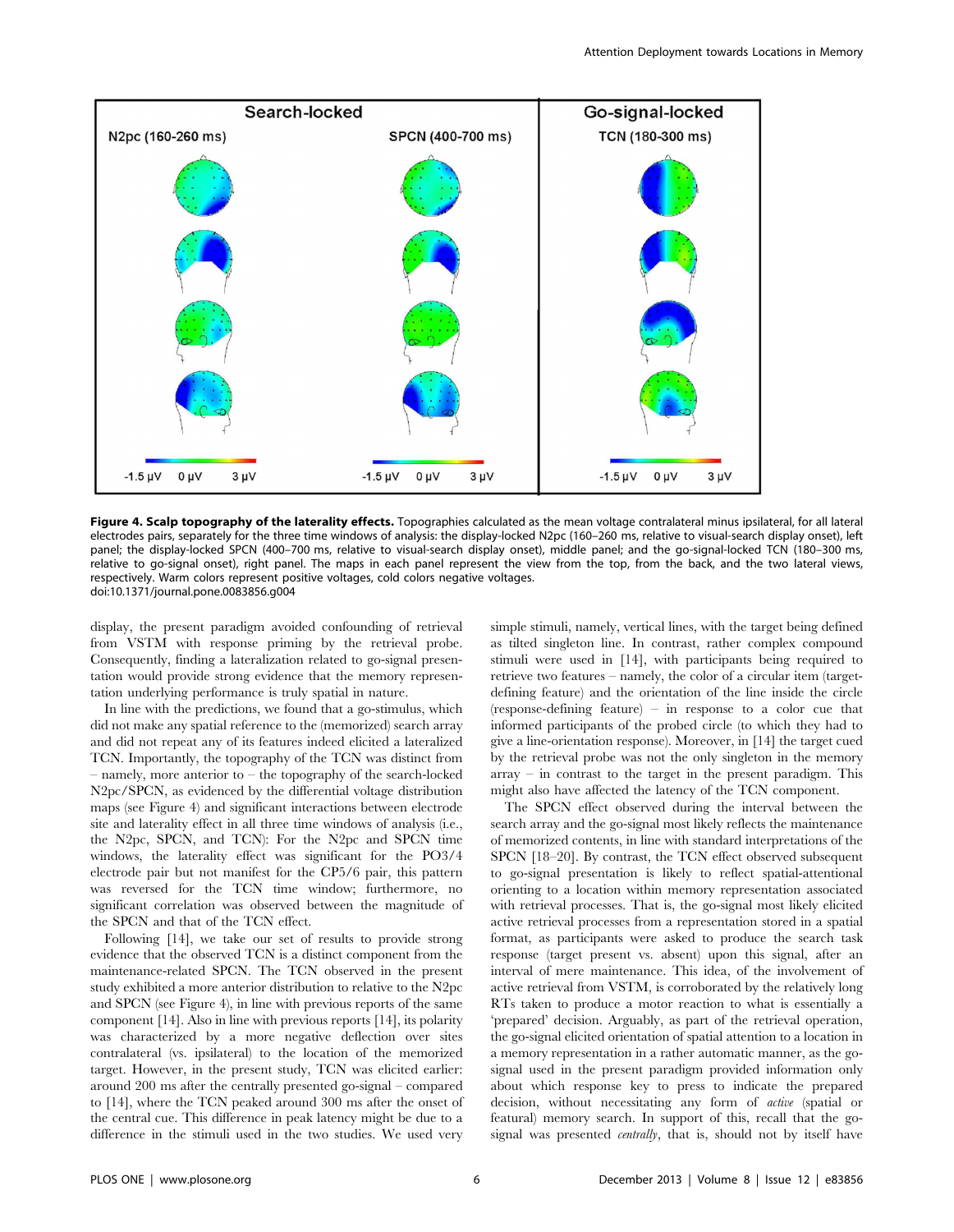**Figure 4. Scalp topography of the laterality effects.** Topographies calculated as the mean voltage contralateral minus ipsilateral, for all lateral electrodes pairs, separately for the three time windows of analysis: the display-locked N2pc (160–260 ms, relative to visual-search display onset), left panel; the display-locked SPCN (400–700 ms, relative to visual-search display onset), middle panel; and the go-signal-locked TCN (180–300 ms, relative to go-signal onset), right panel. The maps in each panel represent the view from the top, from the back, and the two lateral views, respectively. Warm colors represent positive voltages, cold colors negative voltages.
doi:10.1371/journal.pone.0083856.g004

display, the present paradigm avoided confounding of retrieval from VSTM with response priming by the retrieval probe. Consequently, finding a lateralization related to go-signal presentation would provide strong evidence that the memory representation underlying performance is truly spatial in nature.

In line with the predictions, we found that a go-stimulus, which did not make any spatial reference to the (memorized) search array and did not repeat any of its features indeed elicited a lateralized TCN. Importantly, the topography of the TCN was distinct from – namely, more anterior to – the topography of the search-locked N2pc/SPCN, as evidenced by the differential voltage distribution maps (see Figure 4) and significant interactions between electrode site and laterality effect in all three time windows of analysis (i.e., the N2pc, SPCN, and TCN): For the N2pc and SPCN time windows, the laterality effect was significant for the PO3/4 electrode pair but not manifest for the CP5/6 pair, this pattern was reversed for the TCN time window; furthermore, no significant correlation was observed between the magnitude of the SPCN and that of the TCN effect.

Following [14], we take our set of results to provide strong evidence that the observed TCN is a distinct component from the maintenance-related SPCN. The TCN observed in the present study exhibited a more anterior distribution to relative to the N2pc and SPCN (see Figure 4), in line with previous reports of the same component [14]. Also in line with previous reports [14], its polarity was characterized by a more negative deflection over sites contralateral (vs. ipsilateral) to the location of the memorized target. However, in the present study, TCN was elicited earlier: around 200 ms after the centrally presented go-signal – compared to [14], where the TCN peaked around 300 ms after the onset of the central cue. This difference in peak latency might be due to a difference in the stimuli used in the two studies. We used very simple stimuli, namely, vertical lines, with the target being defined as tilted singleton line. In contrast, rather complex compound stimuli were used in [14], with participants being required to retrieve two features – namely, the color of a circular item (target-defining feature) and the orientation of the line inside the circle (response-defining feature) – in response to a color cue that informed participants of the probed circle (to which they had to give a line-orientation response). Moreover, in [14] the target cued by the retrieval probe was not the only singleton in the memory array – in contrast to the target in the present paradigm. This might also have affected the latency of the TCN component.

The SPCN effect observed during the interval between the search array and the go-signal most likely reflects the maintenance of memorized contents, in line with standard interpretations of the SPCN [18–20]. By contrast, the TCN effect observed subsequent to go-signal presentation is likely to reflect spatial-attentional orienting to a location within memory representation associated with retrieval processes. That is, the go-signal most likely elicited active retrieval processes from a representation stored in a spatial format, as participants were asked to produce the search task response (target present vs. absent) upon this signal, after an interval of mere maintenance. This idea, of the involvement of active retrieval from VSTM, is corroborated by the relatively long RTs taken to produce a motor reaction to what is essentially a 'prepared' decision. Arguably, as part of the retrieval operation, the go-signal elicited orientation of spatial attention to a location in a memory representation in a rather automatic manner, as the go-signal used in the present paradigm provided information only about which response key to press to indicate the prepared decision, without necessitating any form of *active* (spatial or featural) memory search. In support of this, recall that the go-signal was presented *centrally*, that is, should not by itself have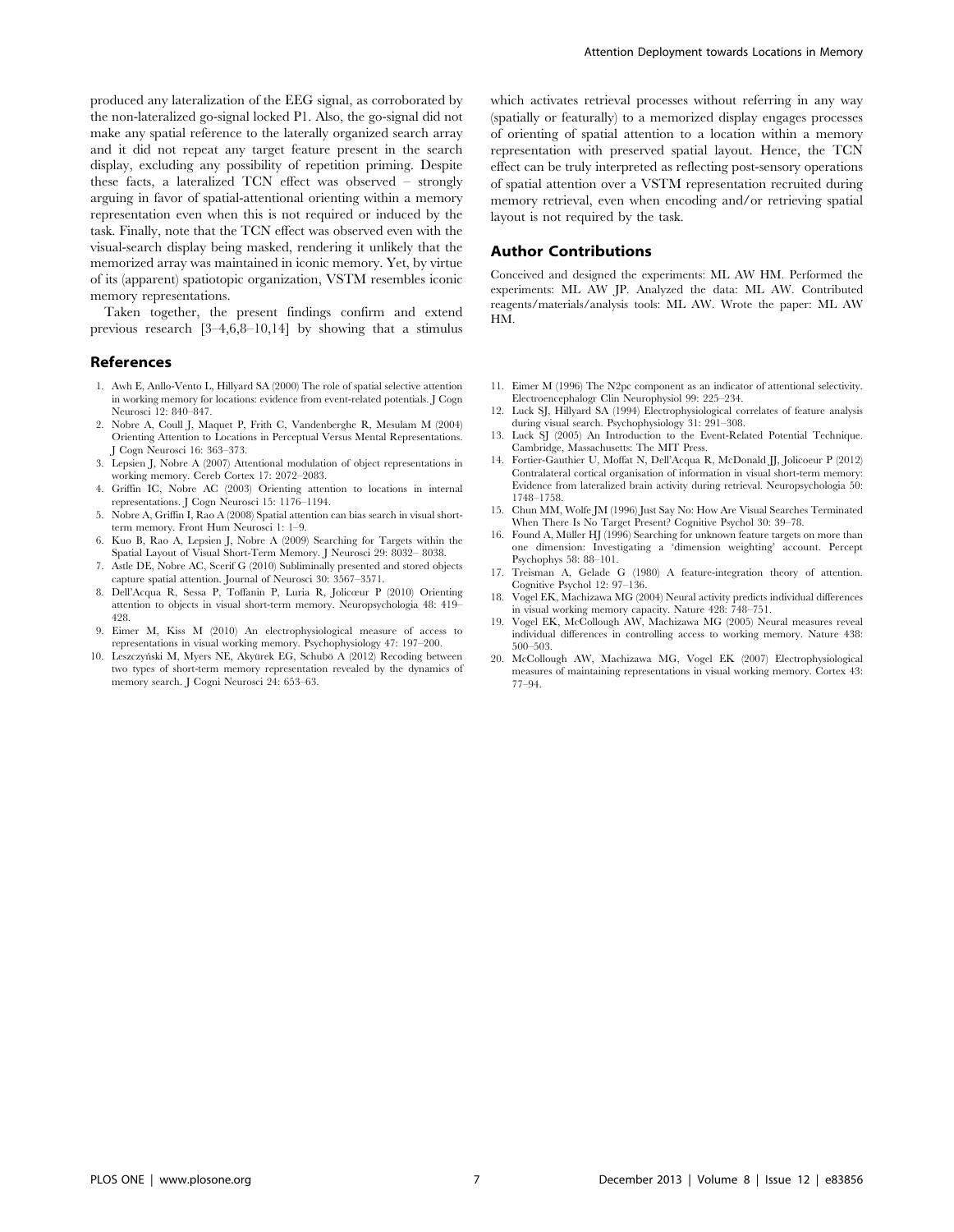produced any lateralization of the EEG signal, as corroborated by the non-lateralized go-signal locked P1. Also, the go-signal did not make any spatial reference to the laterally organized search array and it did not repeat any target feature present in the search display, excluding any possibility of repetition priming. Despite these facts, a lateralized TCN effect was observed – strongly arguing in favor of spatial-attentional orienting within a memory representation even when this is not required or induced by the task. Finally, note that the TCN effect was observed even with the visual-search display being masked, rendering it unlikely that the memorized array was maintained in iconic memory. Yet, by virtue of its (apparent) spatiotopic organization, VSTM resembles iconic memory representations.

Taken together, the present findings confirm and extend previous research [3–4,6,8–10,14] by showing that a stimulus which activates retrieval processes without referring in any way (spatially or featurally) to a memorized display engages processes of orienting of spatial attention to a location within a memory representation with preserved spatial layout. Hence, the TCN effect can be truly interpreted as reflecting post-sensory operations of spatial attention over a VSTM representation recruited during memory retrieval, even when encoding and/or retrieving spatial layout is not required by the task.

## Author Contributions

Conceived and designed the experiments: ML AW HM. Performed the experiments: ML AW JP. Analyzed the data: ML AW. Contributed reagents/materials/analysis tools: ML AW. Wrote the paper: ML AW HM.

## References

1. Awh E, Anllo-Vento L, Hillyard SA (2000) The role of spatial selective attention in working memory for locations: evidence from event-related potentials. J Cogn Neurosci 12: 840–847.
2. Nobre A, Coull J, Maquet P, Frith C, Vandenberghe R, Mesulam M (2004) Orienting Attention to Locations in Perceptual Versus Mental Representations. J Cogn Neurosci 16: 363–373.
3. Lepsien J, Nobre A (2007) Attentional modulation of object representations in working memory. Cereb Cortex 17: 2072–2083.
4. Griffin IC, Nobre AC (2003) Orienting attention to locations in internal representations. J Cogn Neurosci 15: 1176–1194.
5. Nobre A, Griffin I, Rao A (2008) Spatial attention can bias search in visual short-term memory. Front Hum Neurosci 1: 1–9.
6. Kuo B, Rao A, Lepsien J, Nobre A (2009) Searching for Targets within the Spatial Layout of Visual Short-Term Memory. J Neurosci 29: 8032– 8038.
7. Astle DE, Nobre AC, Scerif G (2010) Subliminally presented and stored objects capture spatial attention. Journal of Neurosci 30: 3567–3571.
8. Dell'Acqua R, Sessa P, Toffanin P, Luria R, Jolicœur P (2010) Orienting attention to objects in visual short-term memory. Neuropsychologia 48: 419–428.
9. Eimer M, Kiss M (2010) An electrophysiological measure of access to representations in visual working memory. Psychophysiology 47: 197–200.
10. Leszczyński M, Myers NE, Akyürek EG, Schubö A (2012) Recoding between two types of short-term memory representation revealed by the dynamics of memory search. J Cogni Neurosci 24: 653–63.
11. Eimer M (1996) The N2pc component as an indicator of attentional selectivity. Electroencephalogr Clin Neurophysiol 99: 225–234.
12. Luck SJ, Hillyard SA (1994) Electrophysiological correlates of feature analysis during visual search. Psychophysiology 31: 291–308.
13. Luck SJ (2005) An Introduction to the Event-Related Potential Technique. Cambridge, Massachusetts: The MIT Press.
14. Fortier-Gauthier U, Moffat N, Dell'Acqua R, McDonald JJ, Jolicoeur P (2012) Contralateral cortical organisation of information in visual short-term memory: Evidence from lateralized brain activity during retrieval. Neuropsychologia 50: 1748–1758.
15. Chun MM, Wolfe JM (1996) Just Say No: How Are Visual Searches Terminated When There Is No Target Present? Cognitive Psychol 30: 39–78.
16. Found A, Müller HJ (1996) Searching for unknown feature targets on more than one dimension: Investigating a 'dimension weighting' account. Percept Psychophys 58: 88–101.
17. Treisman A, Gelade G (1980) A feature-integration theory of attention. Cognitive Psychol 12: 97–136.
18. Vogel EK, Machizawa MG (2004) Neural activity predicts individual differences in visual working memory capacity. Nature 428: 748–751.
19. Vogel EK, McCollough AW, Machizawa MG (2005) Neural measures reveal individual differences in controlling access to working memory. Nature 438: 500–503.
20. McCollough AW, Machizawa MG, Vogel EK (2007) Electrophysiological measures of maintaining representations in visual working memory. Cortex 43: 77–94.